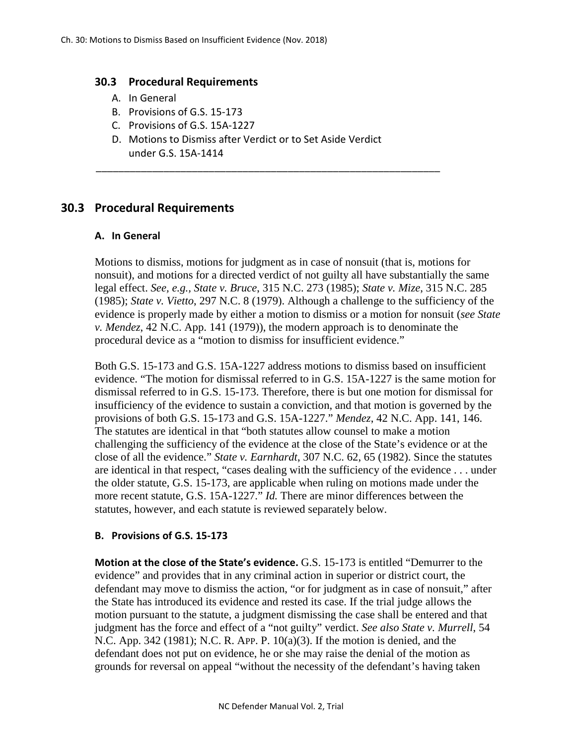## 30.3 Procedural Requirements

A. In General
B. Provisions of G.S. 15-173
C. Provisions of G.S. 15A-1227
D. Motions to Dismiss after Verdict or to Set Aside Verdict under G.S. 15A-1414

---

## 30.3 Procedural Requirements

### A. In General

Motions to dismiss, motions for judgment as in case of nonsuit (that is, motions for nonsuit), and motions for a directed verdict of not guilty all have substantially the same legal effect. *See, e.g., State v. Bruce*, 315 N.C. 273 (1985); *State v. Mize*, 315 N.C. 285 (1985); *State v. Vietto*, 297 N.C. 8 (1979). Although a challenge to the sufficiency of the evidence is properly made by either a motion to dismiss or a motion for nonsuit (*see State v. Mendez*, 42 N.C. App. 141 (1979)), the modern approach is to denominate the procedural device as a "motion to dismiss for insufficient evidence."

Both G.S. 15-173 and G.S. 15A-1227 address motions to dismiss based on insufficient evidence. "The motion for dismissal referred to in G.S. 15A-1227 is the same motion for dismissal referred to in G.S. 15-173. Therefore, there is but one motion for dismissal for insufficiency of the evidence to sustain a conviction, and that motion is governed by the provisions of both G.S. 15-173 and G.S. 15A-1227." *Mendez*, 42 N.C. App. 141, 146. The statutes are identical in that "both statutes allow counsel to make a motion challenging the sufficiency of the evidence at the close of the State's evidence or at the close of all the evidence." *State v. Earnhardt*, 307 N.C. 62, 65 (1982). Since the statutes are identical in that respect, "cases dealing with the sufficiency of the evidence . . . under the older statute, G.S. 15-173, are applicable when ruling on motions made under the more recent statute, G.S. 15A-1227." *Id.* There are minor differences between the statutes, however, and each statute is reviewed separately below.

### B. Provisions of G.S. 15-173

**Motion at the close of the State's evidence.** G.S. 15-173 is entitled "Demurrer to the evidence" and provides that in any criminal action in superior or district court, the defendant may move to dismiss the action, "or for judgment as in case of nonsuit," after the State has introduced its evidence and rested its case. If the trial judge allows the motion pursuant to the statute, a judgment dismissing the case shall be entered and that judgment has the force and effect of a "not guilty" verdict. *See also State v. Murrell*, 54 N.C. App. 342 (1981); N.C. R. App. P. 10(a)(3). If the motion is denied, and the defendant does not put on evidence, he or she may raise the denial of the motion as grounds for reversal on appeal "without the necessity of the defendant's having taken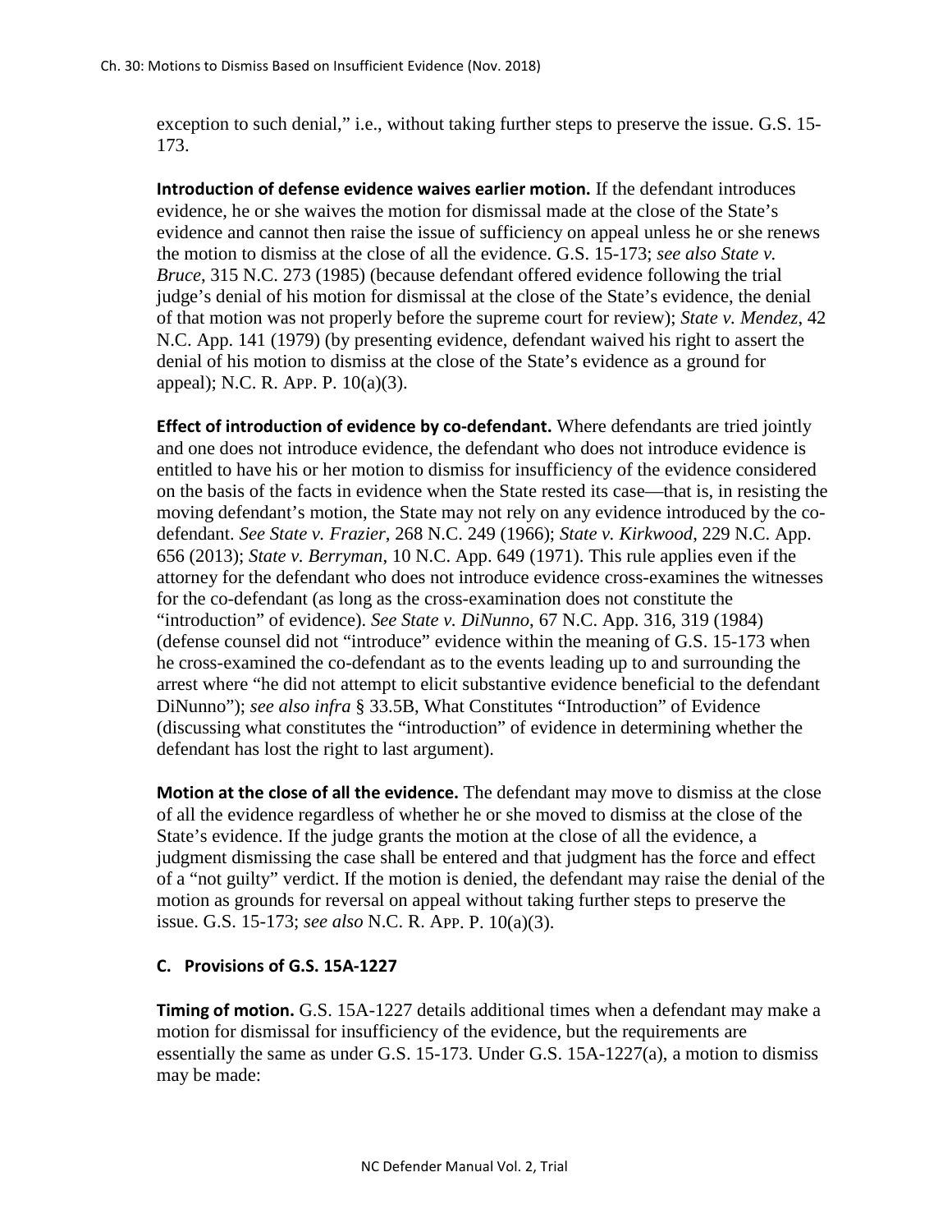exception to such denial," i.e., without taking further steps to preserve the issue. G.S. 15-173.

**Introduction of defense evidence waives earlier motion.** If the defendant introduces evidence, he or she waives the motion for dismissal made at the close of the State's evidence and cannot then raise the issue of sufficiency on appeal unless he or she renews the motion to dismiss at the close of all the evidence. G.S. 15-173; *see also State v. Bruce*, 315 N.C. 273 (1985) (because defendant offered evidence following the trial judge's denial of his motion for dismissal at the close of the State's evidence, the denial of that motion was not properly before the supreme court for review); *State v. Mendez*, 42 N.C. App. 141 (1979) (by presenting evidence, defendant waived his right to assert the denial of his motion to dismiss at the close of the State's evidence as a ground for appeal); N.C. R. App. P. 10(a)(3).

**Effect of introduction of evidence by co-defendant.** Where defendants are tried jointly and one does not introduce evidence, the defendant who does not introduce evidence is entitled to have his or her motion to dismiss for insufficiency of the evidence considered on the basis of the facts in evidence when the State rested its case—that is, in resisting the moving defendant's motion, the State may not rely on any evidence introduced by the co-defendant. *See State v. Frazier*, 268 N.C. 249 (1966); *State v. Kirkwood*, 229 N.C. App. 656 (2013); *State v. Berryman*, 10 N.C. App. 649 (1971). This rule applies even if the attorney for the defendant who does not introduce evidence cross-examines the witnesses for the co-defendant (as long as the cross-examination does not constitute the "introduction" of evidence). *See State v. DiNunno*, 67 N.C. App. 316, 319 (1984) (defense counsel did not "introduce" evidence within the meaning of G.S. 15-173 when he cross-examined the co-defendant as to the events leading up to and surrounding the arrest where "he did not attempt to elicit substantive evidence beneficial to the defendant DiNunno"); *see also infra* § 33.5B, What Constitutes "Introduction" of Evidence (discussing what constitutes the "introduction" of evidence in determining whether the defendant has lost the right to last argument).

**Motion at the close of all the evidence.** The defendant may move to dismiss at the close of all the evidence regardless of whether he or she moved to dismiss at the close of the State's evidence. If the judge grants the motion at the close of all the evidence, a judgment dismissing the case shall be entered and that judgment has the force and effect of a "not guilty" verdict. If the motion is denied, the defendant may raise the denial of the motion as grounds for reversal on appeal without taking further steps to preserve the issue. G.S. 15-173; *see also* N.C. R. App. P. 10(a)(3).

### C. Provisions of G.S. 15A-1227

**Timing of motion.** G.S. 15A-1227 details additional times when a defendant may make a motion for dismissal for insufficiency of the evidence, but the requirements are essentially the same as under G.S. 15-173. Under G.S. 15A-1227(a), a motion to dismiss may be made: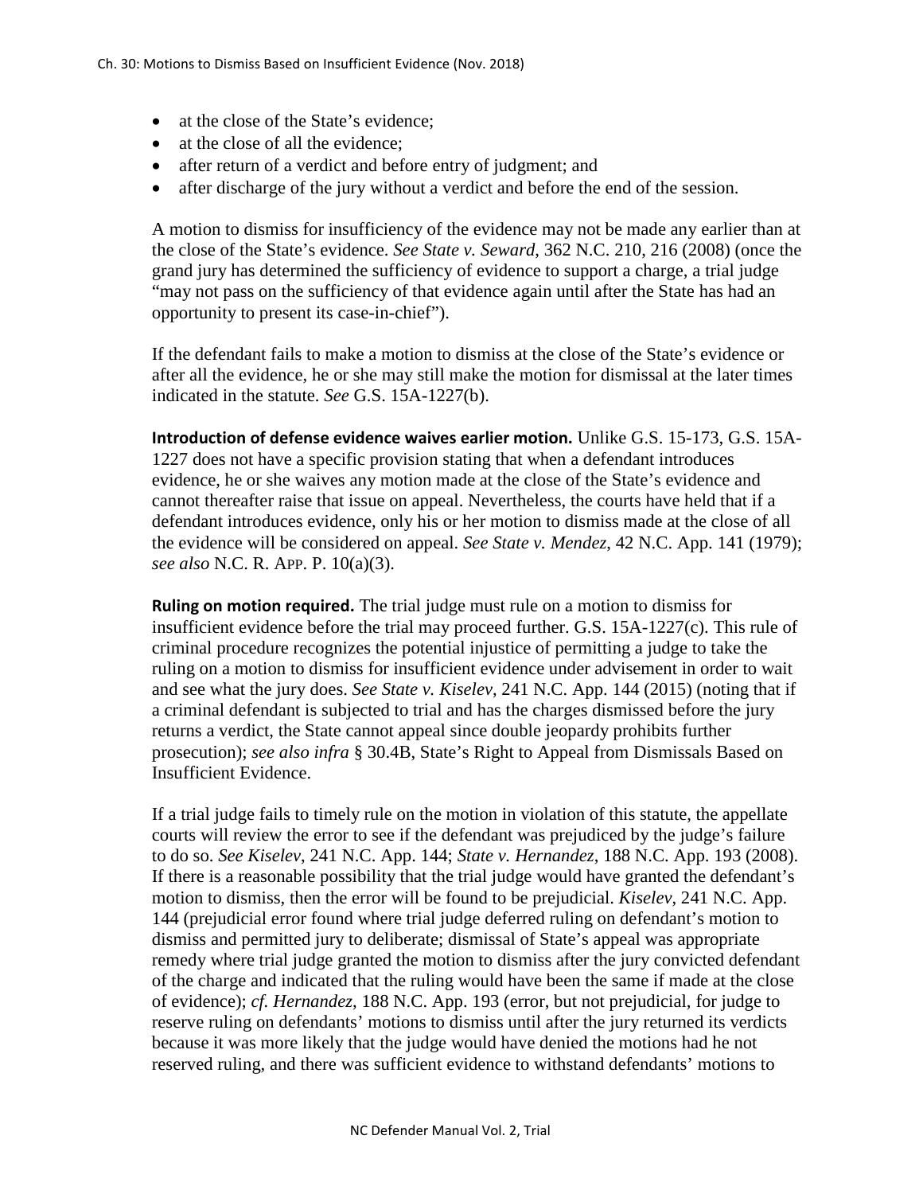- at the close of the State's evidence;
- at the close of all the evidence;
- after return of a verdict and before entry of judgment; and
- after discharge of the jury without a verdict and before the end of the session.

A motion to dismiss for insufficiency of the evidence may not be made any earlier than at the close of the State's evidence. *See State v. Seward*, 362 N.C. 210, 216 (2008) (once the grand jury has determined the sufficiency of evidence to support a charge, a trial judge "may not pass on the sufficiency of that evidence again until after the State has had an opportunity to present its case-in-chief").

If the defendant fails to make a motion to dismiss at the close of the State's evidence or after all the evidence, he or she may still make the motion for dismissal at the later times indicated in the statute. *See* G.S. 15A-1227(b).

**Introduction of defense evidence waives earlier motion.** Unlike G.S. 15-173, G.S. 15A-1227 does not have a specific provision stating that when a defendant introduces evidence, he or she waives any motion made at the close of the State's evidence and cannot thereafter raise that issue on appeal. Nevertheless, the courts have held that if a defendant introduces evidence, only his or her motion to dismiss made at the close of all the evidence will be considered on appeal. *See State v. Mendez*, 42 N.C. App. 141 (1979); *see also* N.C. R. App. P. 10(a)(3).

**Ruling on motion required.** The trial judge must rule on a motion to dismiss for insufficient evidence before the trial may proceed further. G.S. 15A-1227(c). This rule of criminal procedure recognizes the potential injustice of permitting a judge to take the ruling on a motion to dismiss for insufficient evidence under advisement in order to wait and see what the jury does. *See State v. Kiselev*, 241 N.C. App. 144 (2015) (noting that if a criminal defendant is subjected to trial and has the charges dismissed before the jury returns a verdict, the State cannot appeal since double jeopardy prohibits further prosecution); *see also infra* § 30.4B, State's Right to Appeal from Dismissals Based on Insufficient Evidence.

If a trial judge fails to timely rule on the motion in violation of this statute, the appellate courts will review the error to see if the defendant was prejudiced by the judge's failure to do so. *See Kiselev*, 241 N.C. App. 144; *State v. Hernandez*, 188 N.C. App. 193 (2008). If there is a reasonable possibility that the trial judge would have granted the defendant's motion to dismiss, then the error will be found to be prejudicial. *Kiselev*, 241 N.C. App. 144 (prejudicial error found where trial judge deferred ruling on defendant's motion to dismiss and permitted jury to deliberate; dismissal of State's appeal was appropriate remedy where trial judge granted the motion to dismiss after the jury convicted defendant of the charge and indicated that the ruling would have been the same if made at the close of evidence); *cf. Hernandez*, 188 N.C. App. 193 (error, but not prejudicial, for judge to reserve ruling on defendants' motions to dismiss until after the jury returned its verdicts because it was more likely that the judge would have denied the motions had he not reserved ruling, and there was sufficient evidence to withstand defendants' motions to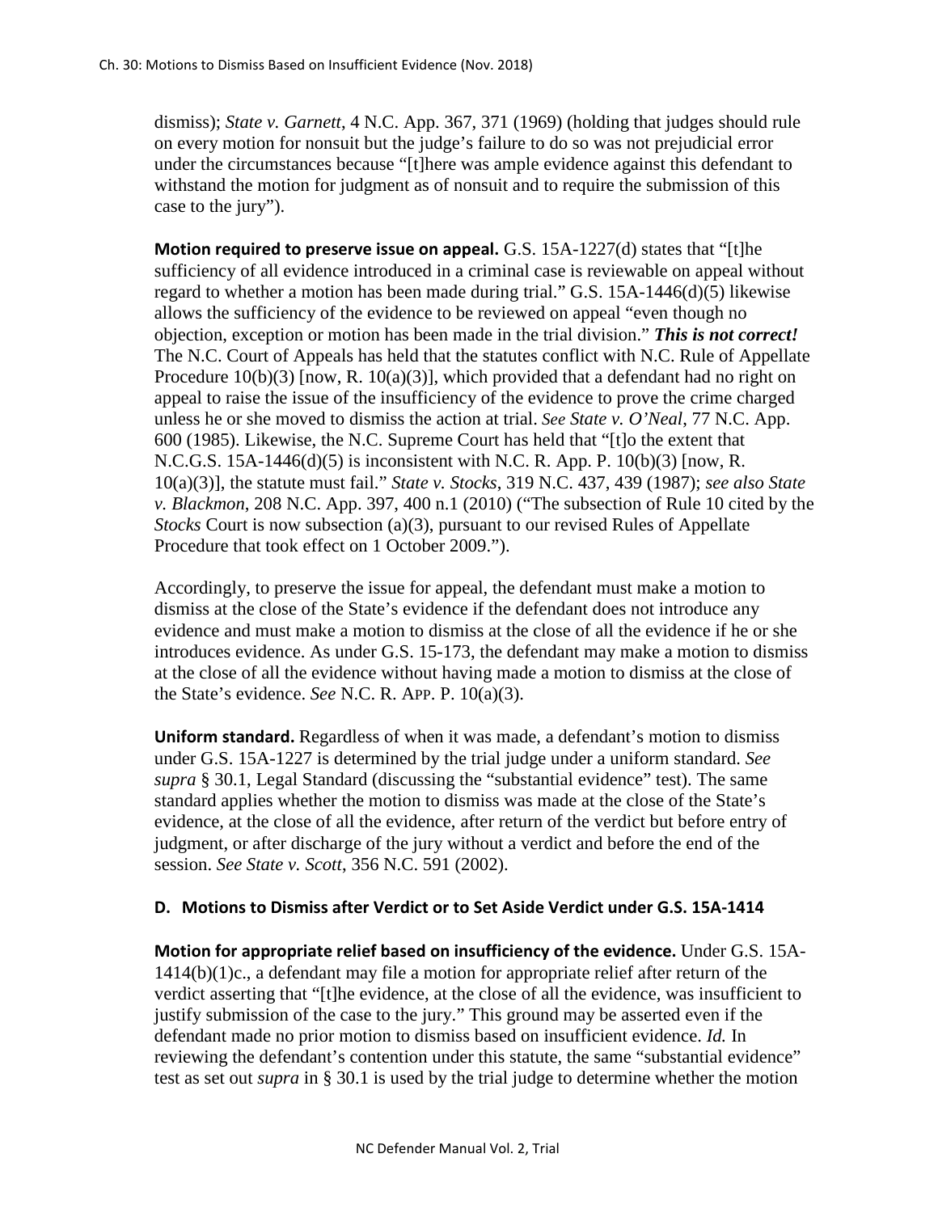dismiss); *State v. Garnett*, 4 N.C. App. 367, 371 (1969) (holding that judges should rule on every motion for nonsuit but the judge's failure to do so was not prejudicial error under the circumstances because "[t]here was ample evidence against this defendant to withstand the motion for judgment as of nonsuit and to require the submission of this case to the jury").

**Motion required to preserve issue on appeal.** G.S. 15A-1227(d) states that "[t]he sufficiency of all evidence introduced in a criminal case is reviewable on appeal without regard to whether a motion has been made during trial." G.S. 15A-1446(d)(5) likewise allows the sufficiency of the evidence to be reviewed on appeal "even though no objection, exception or motion has been made in the trial division." ***This is not correct!*** The N.C. Court of Appeals has held that the statutes conflict with N.C. Rule of Appellate Procedure 10(b)(3) [now, R. 10(a)(3)], which provided that a defendant had no right on appeal to raise the issue of the insufficiency of the evidence to prove the crime charged unless he or she moved to dismiss the action at trial. *See State v. O'Neal*, 77 N.C. App. 600 (1985). Likewise, the N.C. Supreme Court has held that "[t]o the extent that N.C.G.S. 15A-1446(d)(5) is inconsistent with N.C. R. App. P. 10(b)(3) [now, R. 10(a)(3)], the statute must fail." *State v. Stocks*, 319 N.C. 437, 439 (1987); *see also State v. Blackmon*, 208 N.C. App. 397, 400 n.1 (2010) ("The subsection of Rule 10 cited by the *Stocks* Court is now subsection (a)(3), pursuant to our revised Rules of Appellate Procedure that took effect on 1 October 2009.").

Accordingly, to preserve the issue for appeal, the defendant must make a motion to dismiss at the close of the State's evidence if the defendant does not introduce any evidence and must make a motion to dismiss at the close of all the evidence if he or she introduces evidence. As under G.S. 15-173, the defendant may make a motion to dismiss at the close of all the evidence without having made a motion to dismiss at the close of the State's evidence. *See* N.C. R. APP. P. 10(a)(3).

**Uniform standard.** Regardless of when it was made, a defendant's motion to dismiss under G.S. 15A-1227 is determined by the trial judge under a uniform standard. *See supra* § 30.1, Legal Standard (discussing the "substantial evidence" test). The same standard applies whether the motion to dismiss was made at the close of the State's evidence, at the close of all the evidence, after return of the verdict but before entry of judgment, or after discharge of the jury without a verdict and before the end of the session. *See State v. Scott*, 356 N.C. 591 (2002).

### D. Motions to Dismiss after Verdict or to Set Aside Verdict under G.S. 15A-1414

**Motion for appropriate relief based on insufficiency of the evidence.** Under G.S. 15A-1414(b)(1)c., a defendant may file a motion for appropriate relief after return of the verdict asserting that "[t]he evidence, at the close of all the evidence, was insufficient to justify submission of the case to the jury." This ground may be asserted even if the defendant made no prior motion to dismiss based on insufficient evidence. *Id.* In reviewing the defendant's contention under this statute, the same "substantial evidence" test as set out *supra* in § 30.1 is used by the trial judge to determine whether the motion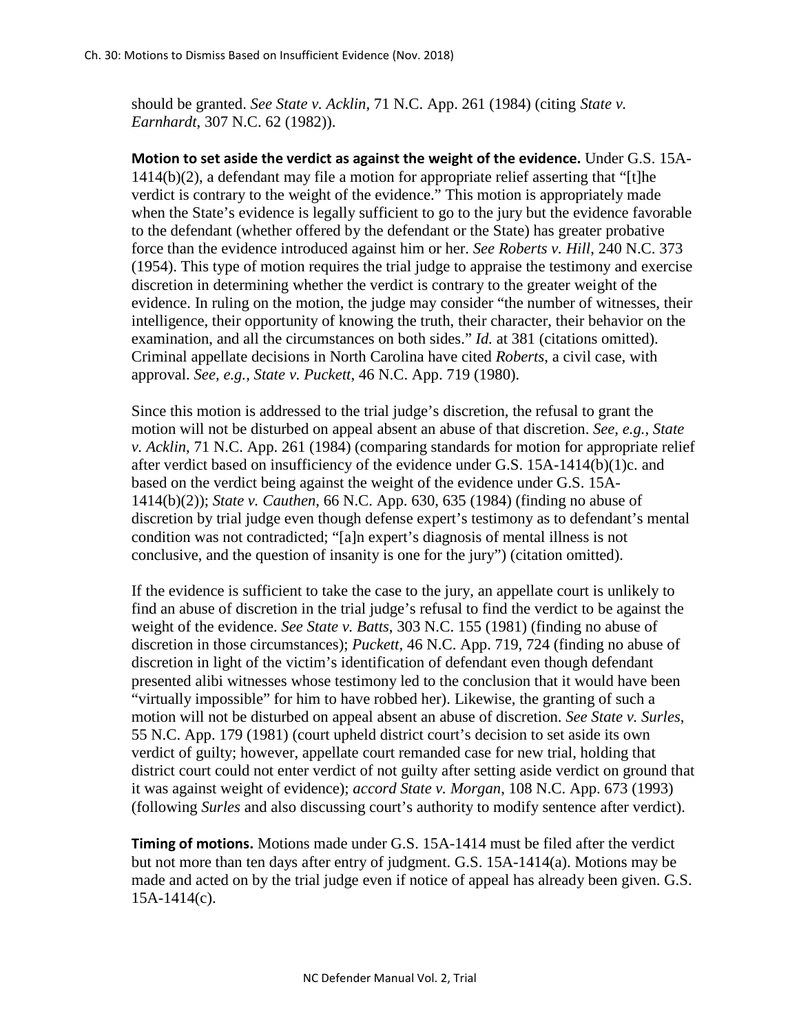should be granted. *See State v. Acklin*, 71 N.C. App. 261 (1984) (citing *State v. Earnhardt*, 307 N.C. 62 (1982)).

**Motion to set aside the verdict as against the weight of the evidence.** Under G.S. 15A-1414(b)(2), a defendant may file a motion for appropriate relief asserting that "[t]he verdict is contrary to the weight of the evidence." This motion is appropriately made when the State's evidence is legally sufficient to go to the jury but the evidence favorable to the defendant (whether offered by the defendant or the State) has greater probative force than the evidence introduced against him or her. *See Roberts v. Hill*, 240 N.C. 373 (1954). This type of motion requires the trial judge to appraise the testimony and exercise discretion in determining whether the verdict is contrary to the greater weight of the evidence. In ruling on the motion, the judge may consider "the number of witnesses, their intelligence, their opportunity of knowing the truth, their character, their behavior on the examination, and all the circumstances on both sides." *Id.* at 381 (citations omitted). Criminal appellate decisions in North Carolina have cited *Roberts*, a civil case, with approval. *See, e.g., State v. Puckett*, 46 N.C. App. 719 (1980).

Since this motion is addressed to the trial judge's discretion, the refusal to grant the motion will not be disturbed on appeal absent an abuse of that discretion. *See, e.g., State v. Acklin*, 71 N.C. App. 261 (1984) (comparing standards for motion for appropriate relief after verdict based on insufficiency of the evidence under G.S. 15A-1414(b)(1)c. and based on the verdict being against the weight of the evidence under G.S. 15A-1414(b)(2)); *State v. Cauthen*, 66 N.C. App. 630, 635 (1984) (finding no abuse of discretion by trial judge even though defense expert's testimony as to defendant's mental condition was not contradicted; "[a]n expert's diagnosis of mental illness is not conclusive, and the question of insanity is one for the jury") (citation omitted).

If the evidence is sufficient to take the case to the jury, an appellate court is unlikely to find an abuse of discretion in the trial judge's refusal to find the verdict to be against the weight of the evidence. *See State v. Batts*, 303 N.C. 155 (1981) (finding no abuse of discretion in those circumstances); *Puckett*, 46 N.C. App. 719, 724 (finding no abuse of discretion in light of the victim's identification of defendant even though defendant presented alibi witnesses whose testimony led to the conclusion that it would have been "virtually impossible" for him to have robbed her). Likewise, the granting of such a motion will not be disturbed on appeal absent an abuse of discretion. *See State v. Surles*, 55 N.C. App. 179 (1981) (court upheld district court's decision to set aside its own verdict of guilty; however, appellate court remanded case for new trial, holding that district court could not enter verdict of not guilty after setting aside verdict on ground that it was against weight of evidence); *accord State v. Morgan*, 108 N.C. App. 673 (1993) (following *Surles* and also discussing court's authority to modify sentence after verdict).

**Timing of motions.** Motions made under G.S. 15A-1414 must be filed after the verdict but not more than ten days after entry of judgment. G.S. 15A-1414(a). Motions may be made and acted on by the trial judge even if notice of appeal has already been given. G.S. 15A-1414(c).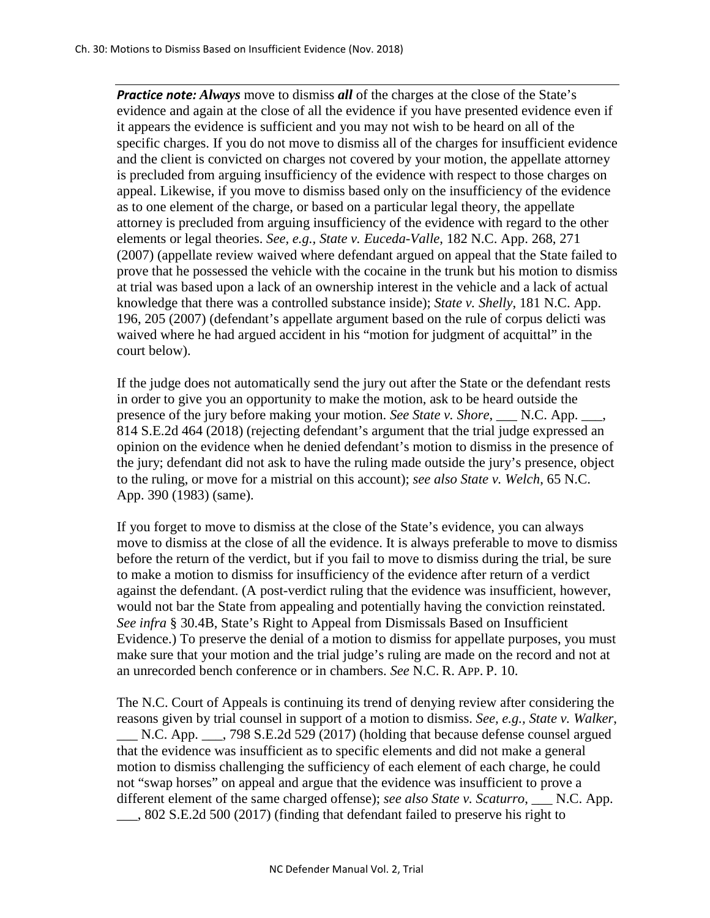***Practice note: Always*** move to dismiss ***all*** of the charges at the close of the State's evidence and again at the close of all the evidence if you have presented evidence even if it appears the evidence is sufficient and you may not wish to be heard on all of the specific charges. If you do not move to dismiss all of the charges for insufficient evidence and the client is convicted on charges not covered by your motion, the appellate attorney is precluded from arguing insufficiency of the evidence with respect to those charges on appeal. Likewise, if you move to dismiss based only on the insufficiency of the evidence as to one element of the charge, or based on a particular legal theory, the appellate attorney is precluded from arguing insufficiency of the evidence with regard to the other elements or legal theories. *See, e.g., State v. Euceda-Valle*, 182 N.C. App. 268, 271 (2007) (appellate review waived where defendant argued on appeal that the State failed to prove that he possessed the vehicle with the cocaine in the trunk but his motion to dismiss at trial was based upon a lack of an ownership interest in the vehicle and a lack of actual knowledge that there was a controlled substance inside); *State v. Shelly*, 181 N.C. App. 196, 205 (2007) (defendant's appellate argument based on the rule of corpus delicti was waived where he had argued accident in his "motion for judgment of acquittal" in the court below).

If the judge does not automatically send the jury out after the State or the defendant rests in order to give you an opportunity to make the motion, ask to be heard outside the presence of the jury before making your motion. *See State v. Shore*, ___ N.C. App. ___, 814 S.E.2d 464 (2018) (rejecting defendant's argument that the trial judge expressed an opinion on the evidence when he denied defendant's motion to dismiss in the presence of the jury; defendant did not ask to have the ruling made outside the jury's presence, object to the ruling, or move for a mistrial on this account); *see also State v. Welch*, 65 N.C. App. 390 (1983) (same).

If you forget to move to dismiss at the close of the State's evidence, you can always move to dismiss at the close of all the evidence. It is always preferable to move to dismiss before the return of the verdict, but if you fail to move to dismiss during the trial, be sure to make a motion to dismiss for insufficiency of the evidence after return of a verdict against the defendant. (A post-verdict ruling that the evidence was insufficient, however, would not bar the State from appealing and potentially having the conviction reinstated. *See infra* § 30.4B, State's Right to Appeal from Dismissals Based on Insufficient Evidence.) To preserve the denial of a motion to dismiss for appellate purposes, you must make sure that your motion and the trial judge's ruling are made on the record and not at an unrecorded bench conference or in chambers. *See* N.C. R. APP. P. 10.

The N.C. Court of Appeals is continuing its trend of denying review after considering the reasons given by trial counsel in support of a motion to dismiss. *See, e.g., State v. Walker*, ___ N.C. App. ___, 798 S.E.2d 529 (2017) (holding that because defense counsel argued that the evidence was insufficient as to specific elements and did not make a general motion to dismiss challenging the sufficiency of each element of each charge, he could not "swap horses" on appeal and argue that the evidence was insufficient to prove a different element of the same charged offense); *see also State v. Scaturro*, ___ N.C. App. ___, 802 S.E.2d 500 (2017) (finding that defendant failed to preserve his right to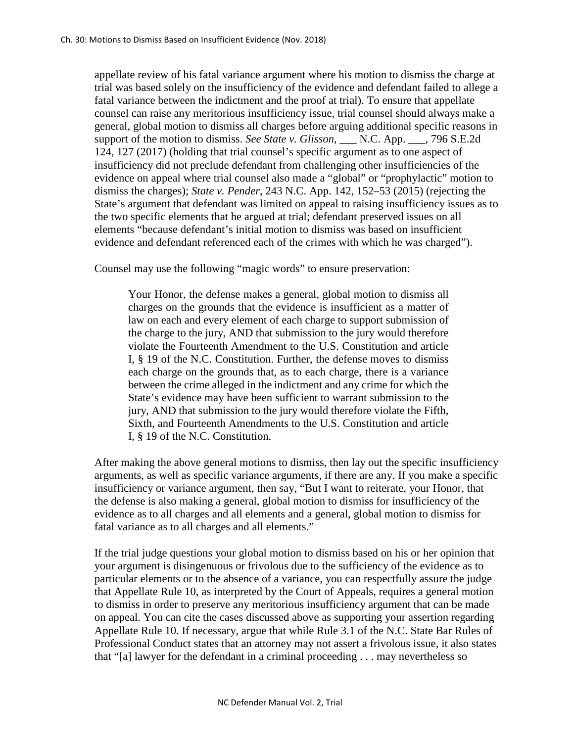appellate review of his fatal variance argument where his motion to dismiss the charge at trial was based solely on the insufficiency of the evidence and defendant failed to allege a fatal variance between the indictment and the proof at trial). To ensure that appellate counsel can raise any meritorious insufficiency issue, trial counsel should always make a general, global motion to dismiss all charges before arguing additional specific reasons in support of the motion to dismiss. *See State v. Glisson*, ___ N.C. App. ___, 796 S.E.2d 124, 127 (2017) (holding that trial counsel's specific argument as to one aspect of insufficiency did not preclude defendant from challenging other insufficiencies of the evidence on appeal where trial counsel also made a "global" or "prophylactic" motion to dismiss the charges); *State v. Pender*, 243 N.C. App. 142, 152–53 (2015) (rejecting the State's argument that defendant was limited on appeal to raising insufficiency issues as to the two specific elements that he argued at trial; defendant preserved issues on all elements "because defendant's initial motion to dismiss was based on insufficient evidence and defendant referenced each of the crimes with which he was charged").

Counsel may use the following "magic words" to ensure preservation:

> Your Honor, the defense makes a general, global motion to dismiss all charges on the grounds that the evidence is insufficient as a matter of law on each and every element of each charge to support submission of the charge to the jury, AND that submission to the jury would therefore violate the Fourteenth Amendment to the U.S. Constitution and article I, § 19 of the N.C. Constitution. Further, the defense moves to dismiss each charge on the grounds that, as to each charge, there is a variance between the crime alleged in the indictment and any crime for which the State's evidence may have been sufficient to warrant submission to the jury, AND that submission to the jury would therefore violate the Fifth, Sixth, and Fourteenth Amendments to the U.S. Constitution and article I, § 19 of the N.C. Constitution.

After making the above general motions to dismiss, then lay out the specific insufficiency arguments, as well as specific variance arguments, if there are any. If you make a specific insufficiency or variance argument, then say, "But I want to reiterate, your Honor, that the defense is also making a general, global motion to dismiss for insufficiency of the evidence as to all charges and all elements and a general, global motion to dismiss for fatal variance as to all charges and all elements."

If the trial judge questions your global motion to dismiss based on his or her opinion that your argument is disingenuous or frivolous due to the sufficiency of the evidence as to particular elements or to the absence of a variance, you can respectfully assure the judge that Appellate Rule 10, as interpreted by the Court of Appeals, requires a general motion to dismiss in order to preserve any meritorious insufficiency argument that can be made on appeal. You can cite the cases discussed above as supporting your assertion regarding Appellate Rule 10. If necessary, argue that while Rule 3.1 of the N.C. State Bar Rules of Professional Conduct states that an attorney may not assert a frivolous issue, it also states that "[a] lawyer for the defendant in a criminal proceeding . . . may nevertheless so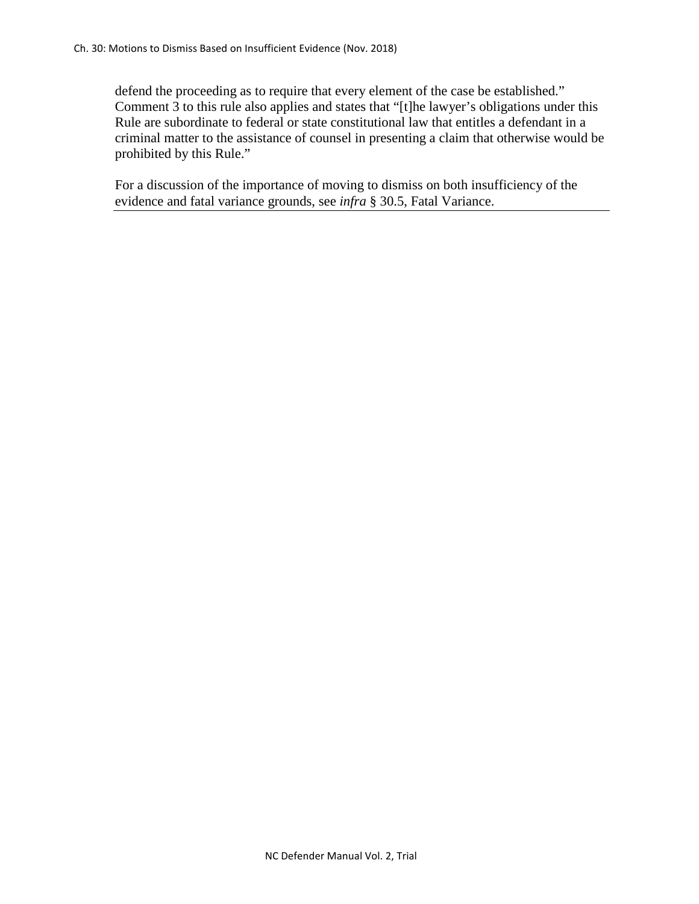defend the proceeding as to require that every element of the case be established." Comment 3 to this rule also applies and states that "[t]he lawyer's obligations under this Rule are subordinate to federal or state constitutional law that entitles a defendant in a criminal matter to the assistance of counsel in presenting a claim that otherwise would be prohibited by this Rule."

For a discussion of the importance of moving to dismiss on both insufficiency of the evidence and fatal variance grounds, see *infra* § 30.5, Fatal Variance.